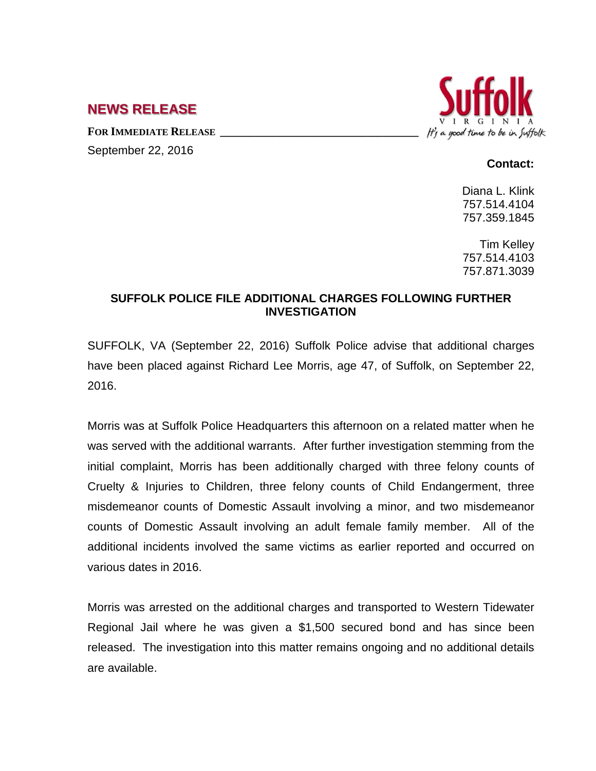## NEWS RELEASE

**FOR IMMEDIATE RELEASE**

September 22, 2016

Suffolk
VIRGINIA
It's a good time to be in Suffolk

**Contact:**

Diana L. Klink
757.514.4104
757.359.1845

Tim Kelley
757.514.4103
757.871.3039

### SUFFOLK POLICE FILE ADDITIONAL CHARGES FOLLOWING FURTHER INVESTIGATION

SUFFOLK, VA (September 22, 2016) Suffolk Police advise that additional charges have been placed against Richard Lee Morris, age 47, of Suffolk, on September 22, 2016.

Morris was at Suffolk Police Headquarters this afternoon on a related matter when he was served with the additional warrants. After further investigation stemming from the initial complaint, Morris has been additionally charged with three felony counts of Cruelty & Injuries to Children, three felony counts of Child Endangerment, three misdemeanor counts of Domestic Assault involving a minor, and two misdemeanor counts of Domestic Assault involving an adult female family member. All of the additional incidents involved the same victims as earlier reported and occurred on various dates in 2016.

Morris was arrested on the additional charges and transported to Western Tidewater Regional Jail where he was given a $1,500 secured bond and has since been released. The investigation into this matter remains ongoing and no additional details are available.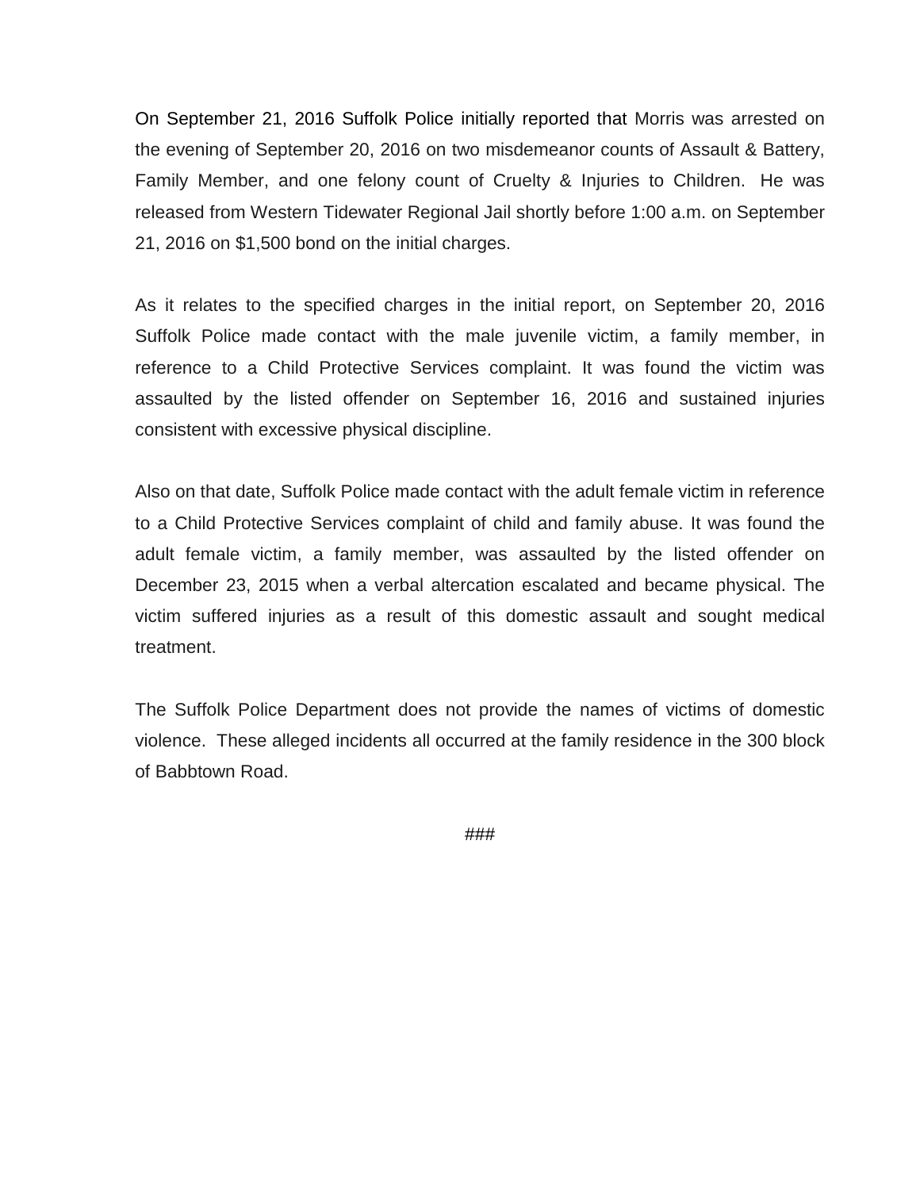On September 21, 2016 Suffolk Police initially reported that Morris was arrested on the evening of September 20, 2016 on two misdemeanor counts of Assault & Battery, Family Member, and one felony count of Cruelty & Injuries to Children. He was released from Western Tidewater Regional Jail shortly before 1:00 a.m. on September 21, 2016 on $1,500 bond on the initial charges.

As it relates to the specified charges in the initial report, on September 20, 2016 Suffolk Police made contact with the male juvenile victim, a family member, in reference to a Child Protective Services complaint. It was found the victim was assaulted by the listed offender on September 16, 2016 and sustained injuries consistent with excessive physical discipline.

Also on that date, Suffolk Police made contact with the adult female victim in reference to a Child Protective Services complaint of child and family abuse. It was found the adult female victim, a family member, was assaulted by the listed offender on December 23, 2015 when a verbal altercation escalated and became physical. The victim suffered injuries as a result of this domestic assault and sought medical treatment.

The Suffolk Police Department does not provide the names of victims of domestic violence. These alleged incidents all occurred at the family residence in the 300 block of Babbtown Road.

###